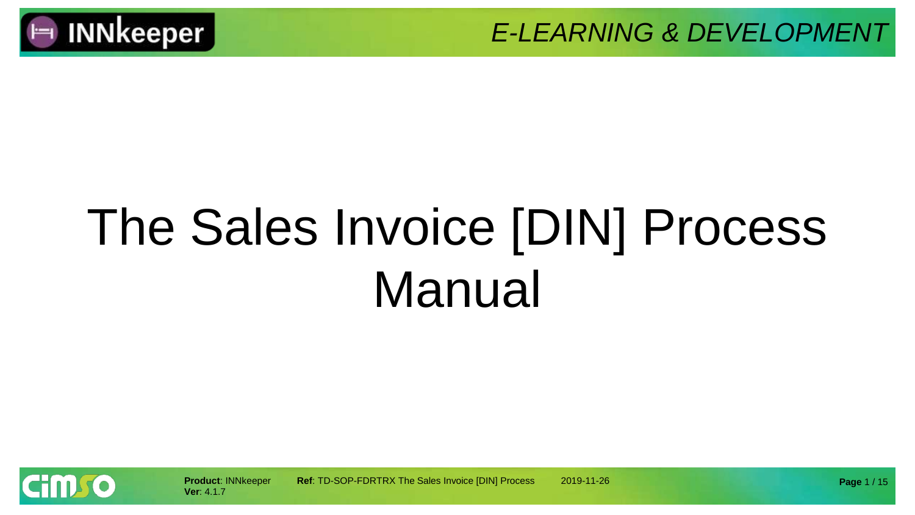# The Sales Invoice [DIN] Process Manual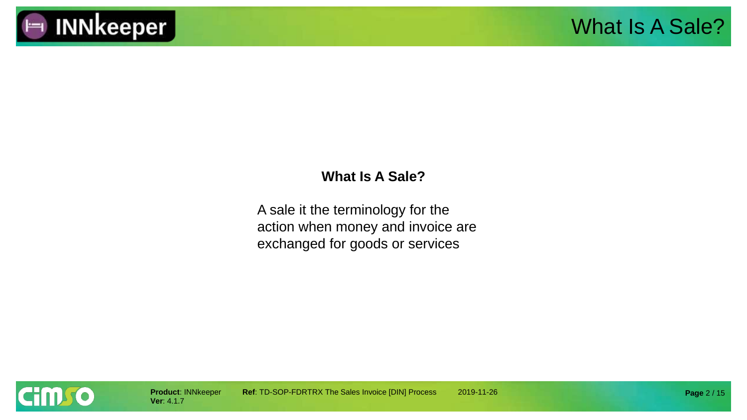## What Is A Sale?

A sale it the terminology for the action when money and invoice are exchanged for goods or services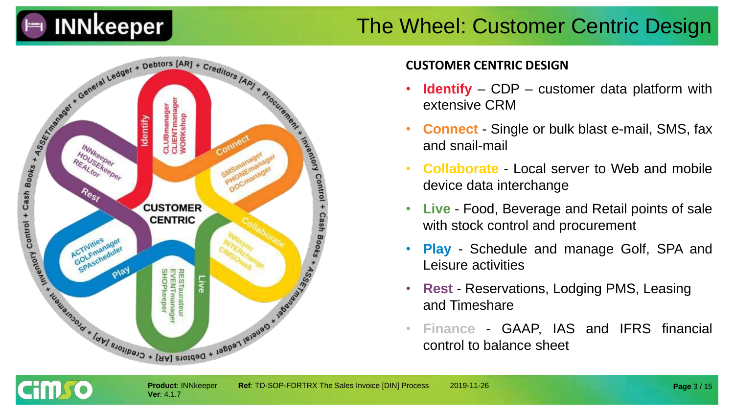# The Wheel: Customer Centric Design

CUSTOMER CENTRIC

Identify
CLUBmanager
CLIENTmanager
WORKshop

Connect
SMSmanager
PHONEmanager
DOCmanager

Collaborate
INNSync
INTERchange
CIMSOweb

Live
RESTaurateur
EVENTmanager
SHOPkeeper

Play
ACTIVities
GOLFmanager
SPAscheduler

Rest
INNkeeper
HOUSEkeeper
REALtor

General Ledger + Debtors [AR] + Creditors [AP] + Procurement + Inventory Control + Cash Books + ASSETmanager + General Ledger + Debtors [AR] + Creditors [AP] + Procurement + Inventory Control + Cash Books + ASSETmanager

## CUSTOMER CENTRIC DESIGN

- **Identify** – CDP – customer data platform with extensive CRM
- **Connect** - Single or bulk blast e-mail, SMS, fax and snail-mail
- **Collaborate** - Local server to Web and mobile device data interchange
- **Live** - Food, Beverage and Retail points of sale with stock control and procurement
- **Play** - Schedule and manage Golf, SPA and Leisure activities
- **Rest** - Reservations, Lodging PMS, Leasing and Timeshare
- **Finance** - GAAP, IAS and IFRS financial control to balance sheet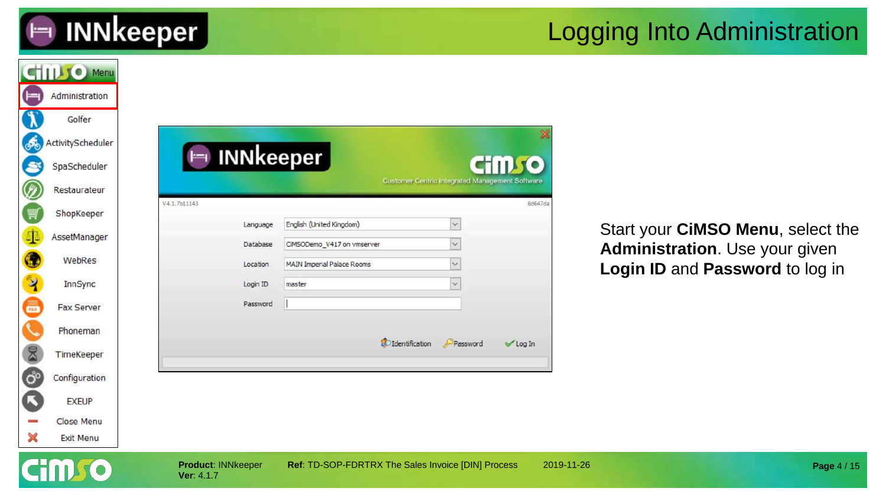# Logging Into Administration

Start your **CiMSO Menu**, select the **Administration**. Use your given **Login ID** and **Password** to log in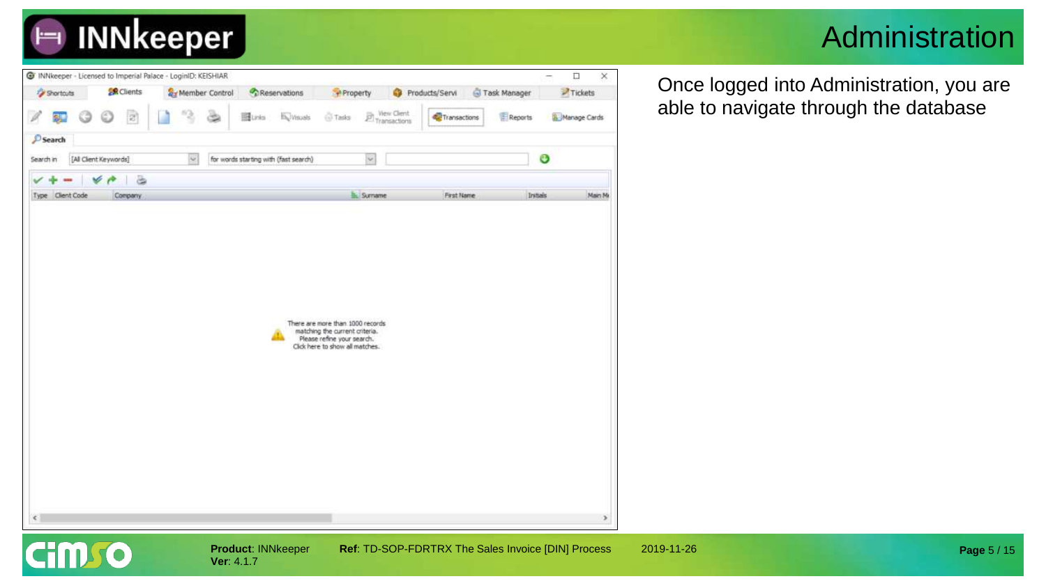# Administration

Once logged into Administration, you are able to navigate through the database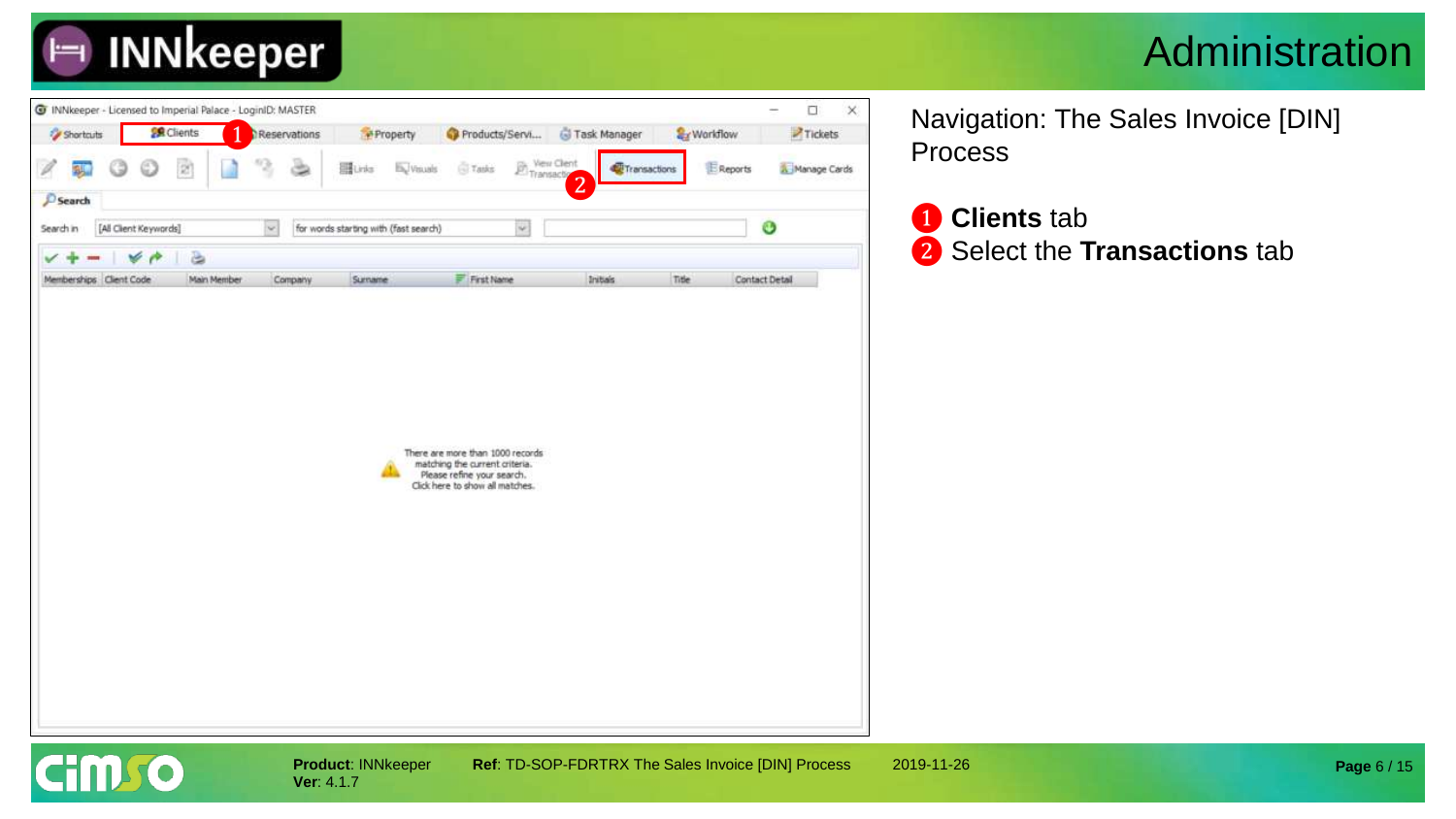# Administration

Navigation: The Sales Invoice [DIN] Process

1. **Clients** tab
2. Select the **Transactions** tab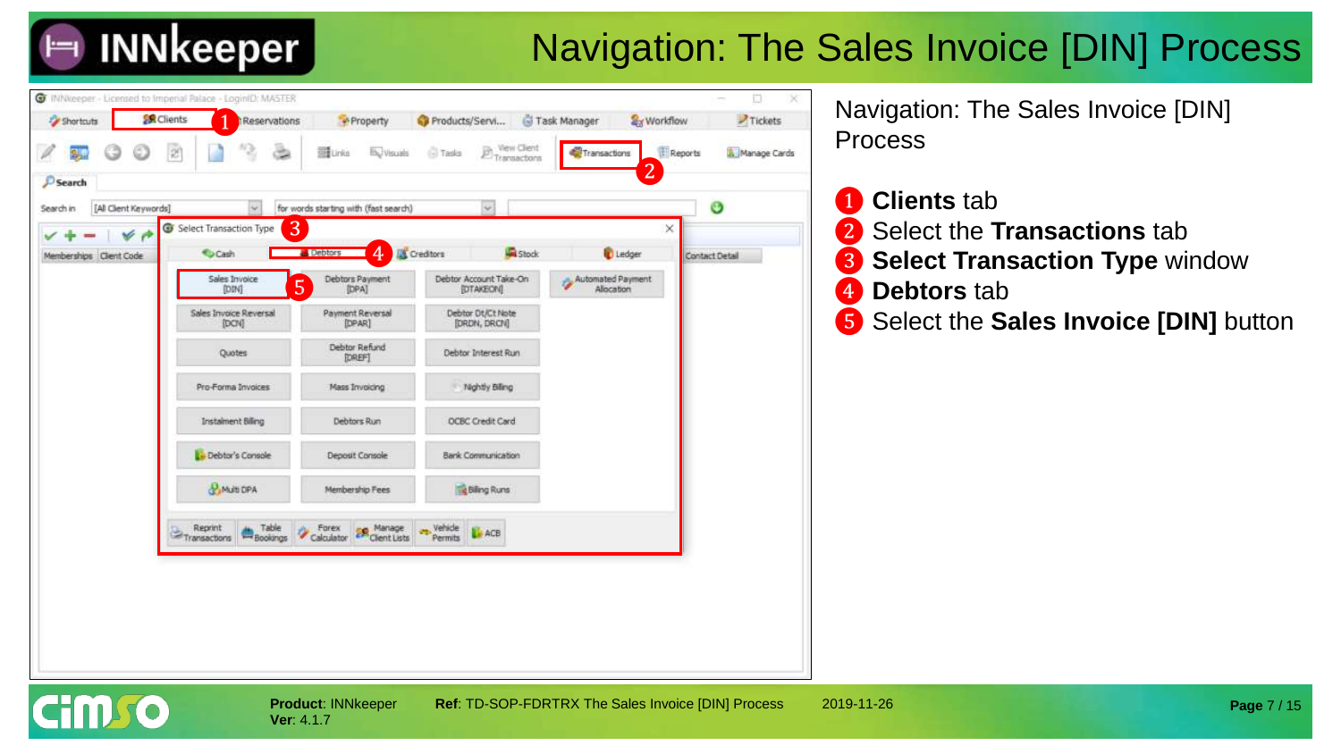# Navigation: The Sales Invoice [DIN] Process

Navigation: The Sales Invoice [DIN] Process

1. **Clients** tab
2. Select the **Transactions** tab
3. **Select Transaction Type** window
4. **Debtors** tab
5. Select the **Sales Invoice [DIN]** button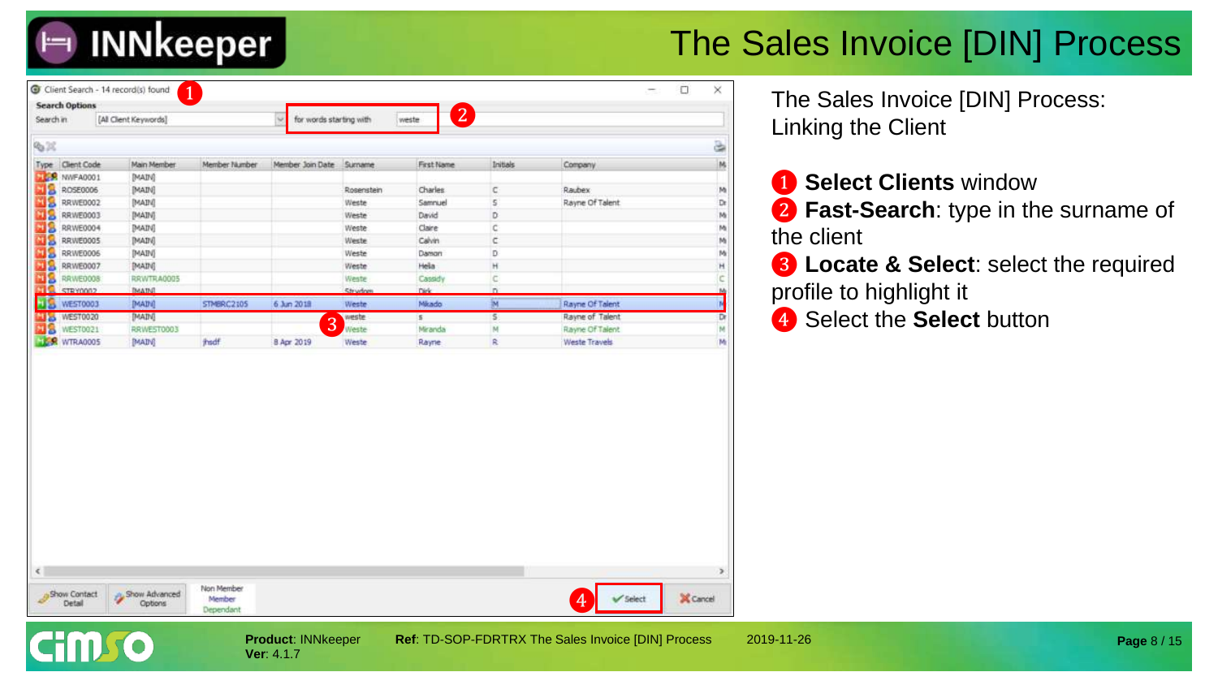# The Sales Invoice [DIN] Process

The Sales Invoice [DIN] Process: Linking the Client

1. **Select Clients** window
2. **Fast-Search**: type in the surname of the client
3. **Locate & Select**: select the required profile to highlight it
4. Select the **Select** button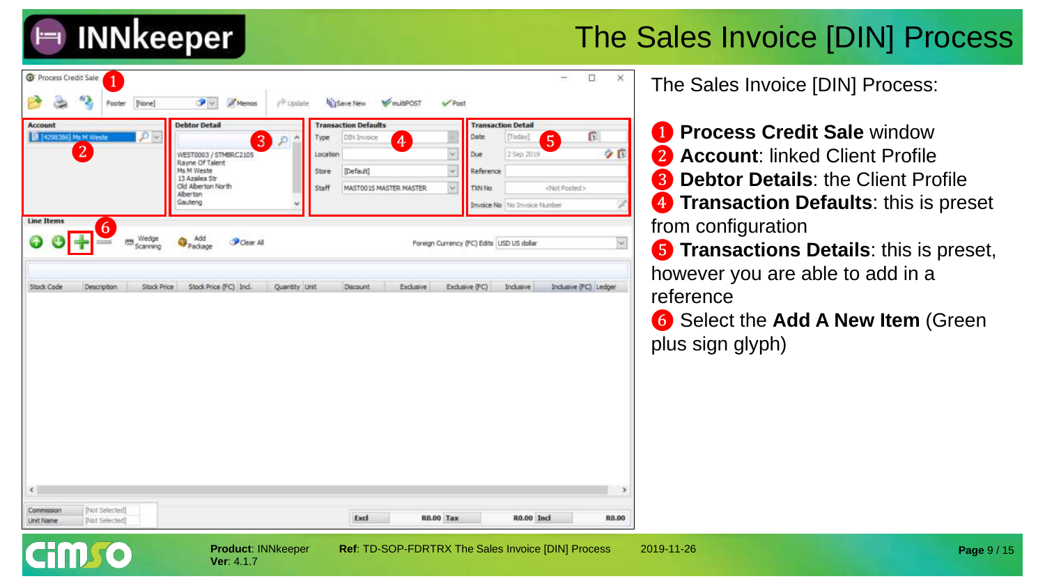# The Sales Invoice [DIN] Process

The Sales Invoice [DIN] Process:

1. **Process Credit Sale** window
2. **Account**: linked Client Profile
3. **Debtor Details**: the Client Profile
4. **Transaction Defaults**: this is preset from configuration
5. **Transactions Details**: this is preset, however you are able to add in a reference
6. Select the **Add A New Item** (Green plus sign glyph)

**Product**: INNkeeper
**Ver**: 4.1.7

**Ref**: TD-SOP-FDRTRX The Sales Invoice [DIN] Process

2019-11-26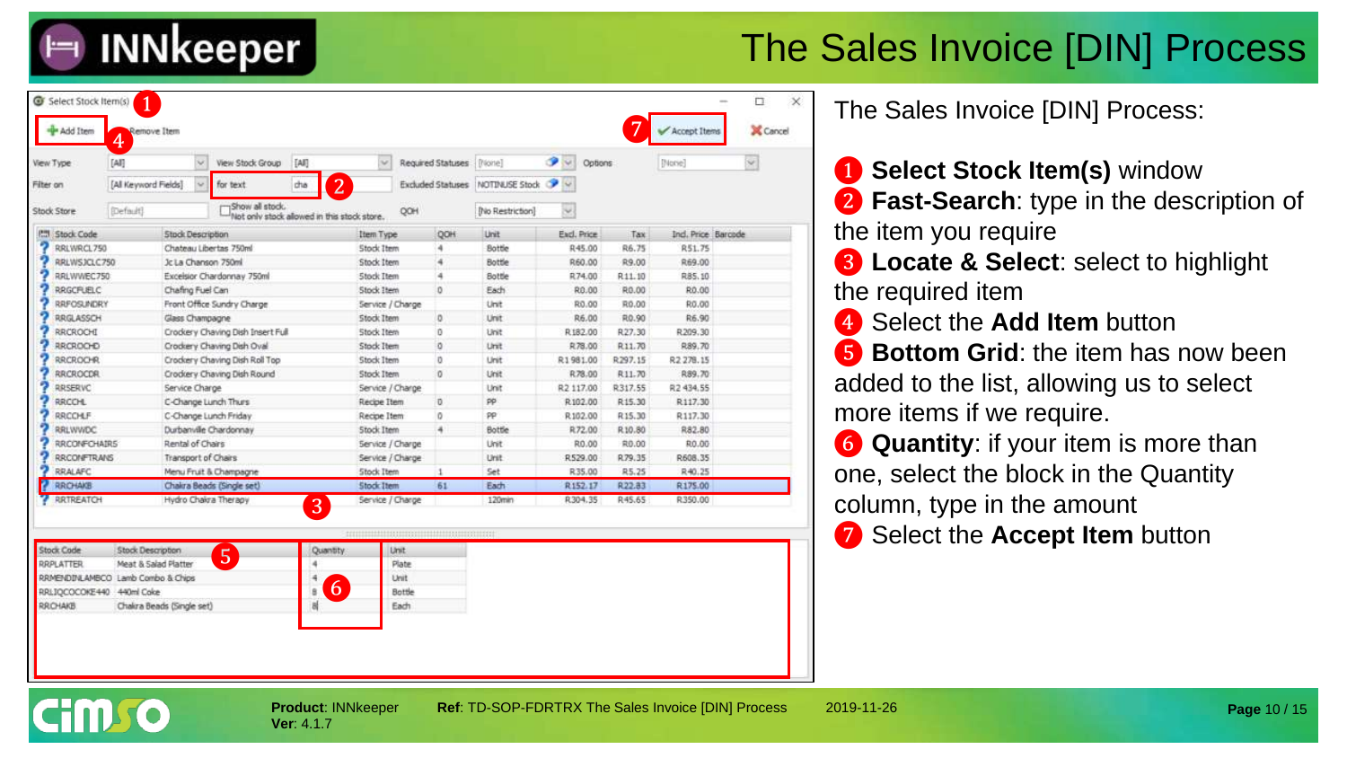# The Sales Invoice [DIN] Process

The Sales Invoice [DIN] Process:

1. **Select Stock Item(s)** window
2. **Fast-Search**: type in the description of the item you require
3. **Locate & Select**: select to highlight the required item
4. Select the **Add Item** button
5. **Bottom Grid**: the item has now been added to the list, allowing us to select more items if we require.
6. **Quantity**: if your item is more than one, select the block in the Quantity column, type in the amount
7. Select the **Accept Item** button

**Product**: INNkeeper
**Ver**: 4.1.7

**Ref**: TD-SOP-FDRTRX The Sales Invoice [DIN] Process

2019-11-26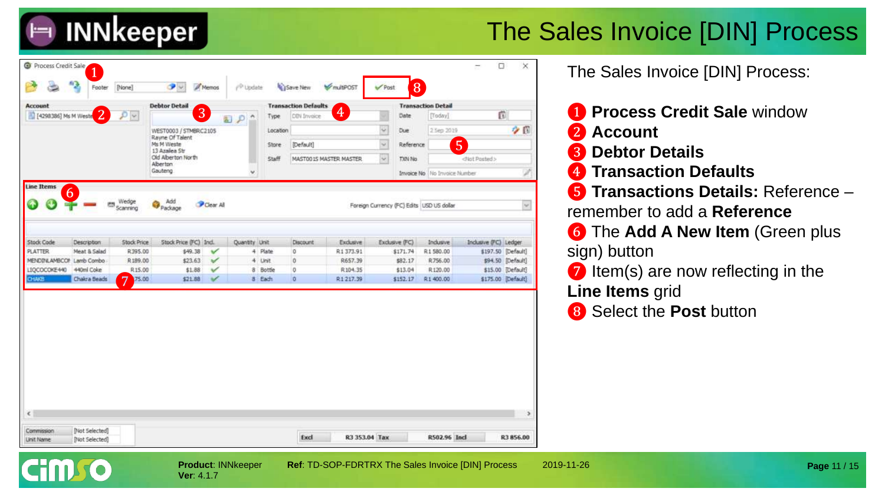# The Sales Invoice [DIN] Process

The Sales Invoice [DIN] Process:

1. **Process Credit Sale** window
2. **Account**
3. **Debtor Details**
4. **Transaction Defaults**
5. **Transactions Details:** Reference – remember to add a **Reference**
6. The **Add A New Item** (Green plus sign) button
7. Item(s) are now reflecting in the **Line Items** grid
8. Select the **Post** button

**Product**: INNkeeper
**Ver**: 4.1.7

**Ref**: TD-SOP-FDRTRX The Sales Invoice [DIN] Process

2019-11-26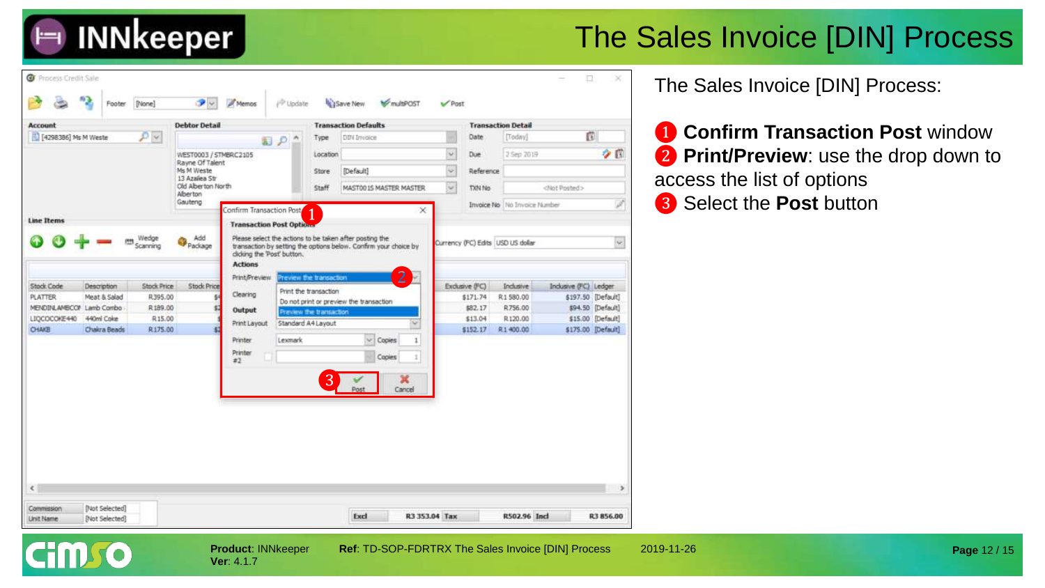# The Sales Invoice [DIN] Process

The Sales Invoice [DIN] Process:

1. **Confirm Transaction Post** window
2. **Print/Preview**: use the drop down to access the list of options
3. Select the **Post** button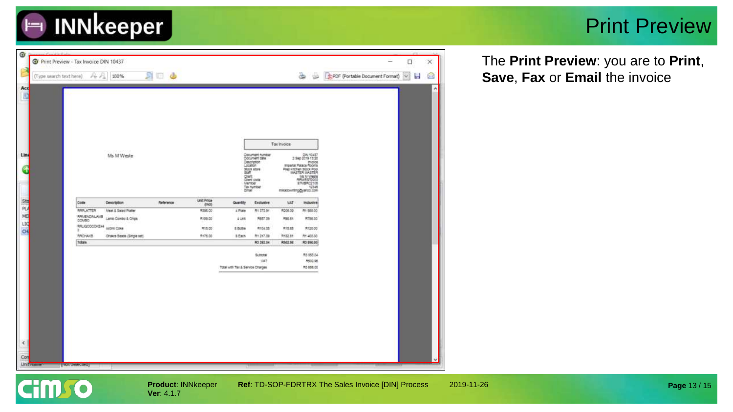# Print Preview

The **Print Preview**: you are to **Print**, **Save**, **Fax** or **Email** the invoice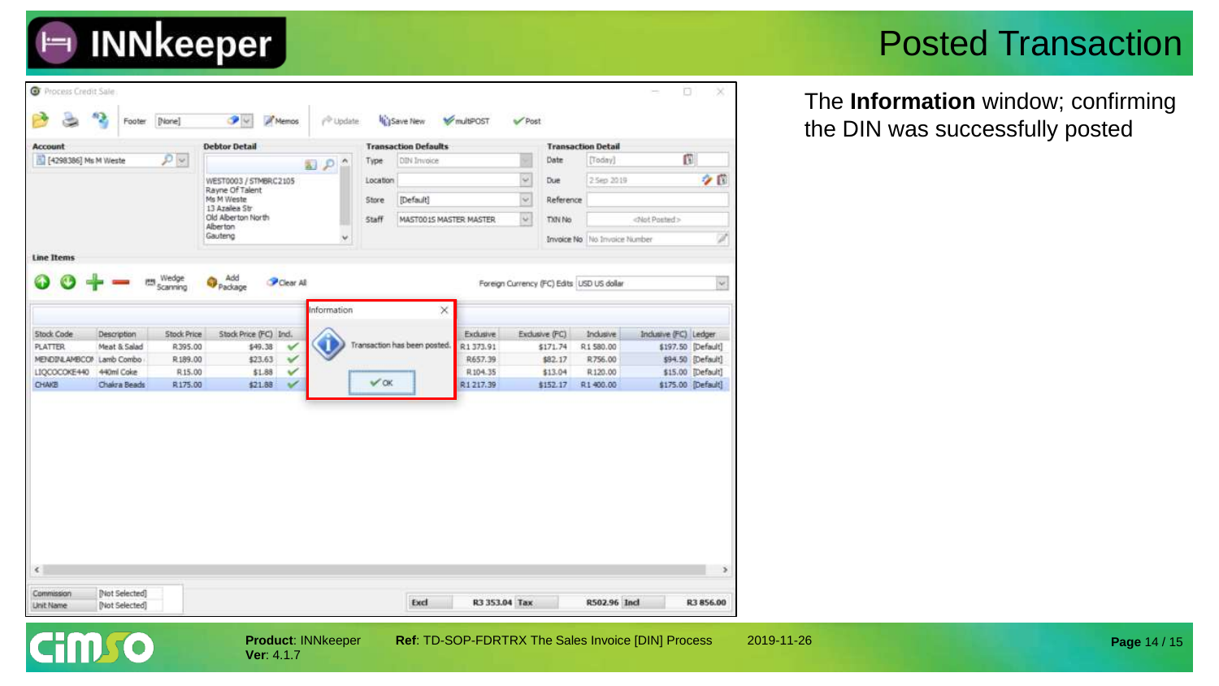# Posted Transaction

The **Information** window; confirming the DIN was successfully posted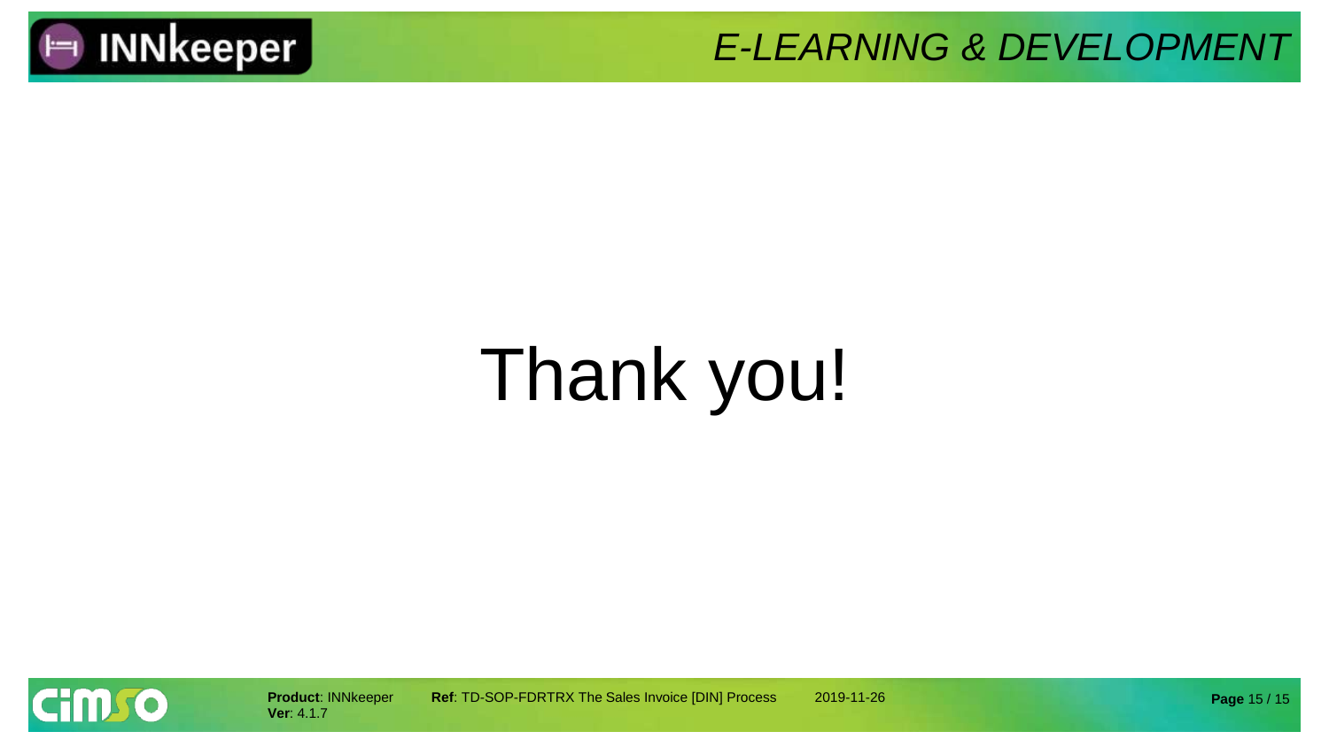# Thank you!